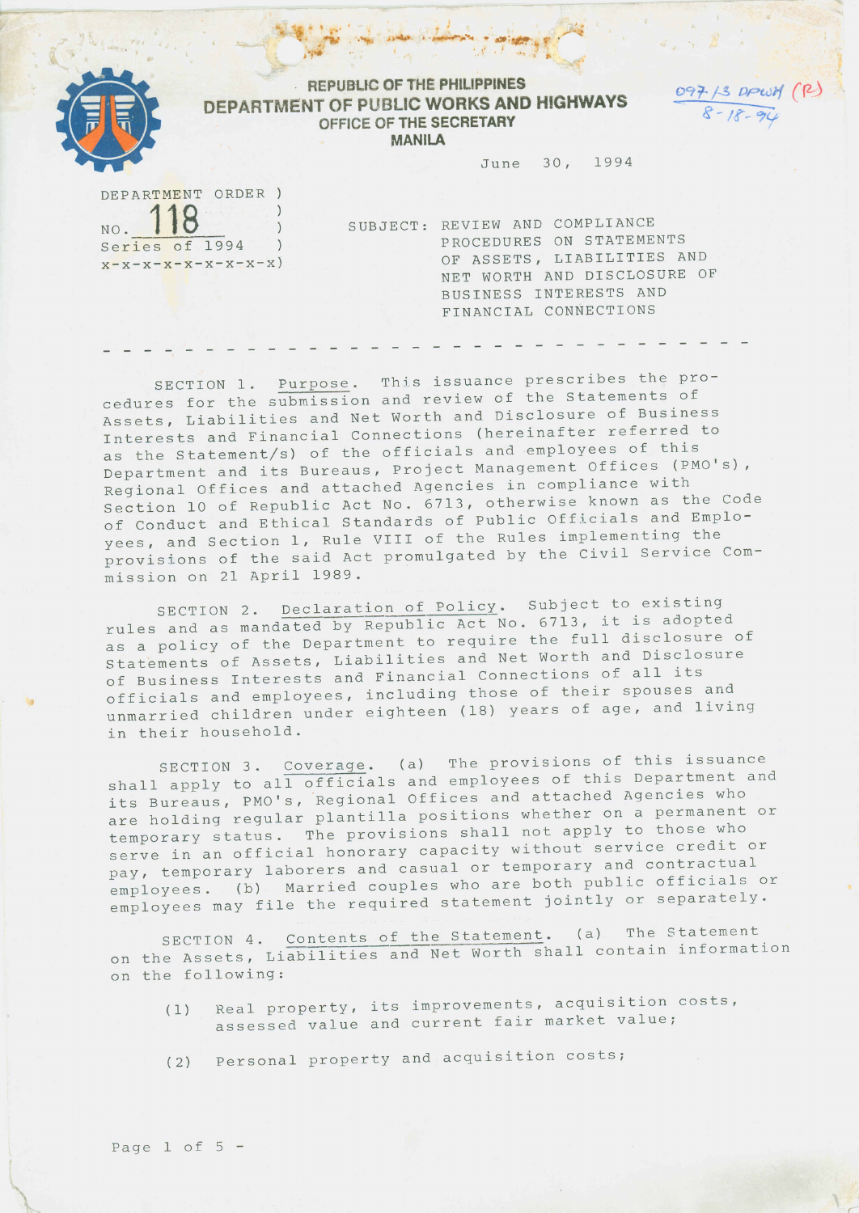REPUBLIC OF THE PHILIPPINES
**DEPARTMENT OF PUBLIC WORKS AND HIGHWAYS**
OFFICE OF THE SECRETARY
MANILA

097-13 DPWH (R)
8-18-94

June 30, 1994

DEPARTMENT ORDER )
NO. 118 )
Series of 1994 )
x-x-x-x-x-x-x-x-x-x)

SUBJECT: REVIEW AND COMPLIANCE PROCEDURES ON STATEMENTS OF ASSETS, LIABILITIES AND NET WORTH AND DISCLOSURE OF BUSINESS INTERESTS AND FINANCIAL CONNECTIONS

- - - - - - - - - - - - - - - - - - - - - - - - - - - - - - - -

SECTION 1. Purpose. This issuance prescribes the procedures for the submission and review of the Statements of Assets, Liabilities and Net Worth and Disclosure of Business Interests and Financial Connections (hereinafter referred to as the Statement/s) of the officials and employees of this Department and its Bureaus, Project Management Offices (PMO's), Regional Offices and attached Agencies in compliance with Section 10 of Republic Act No. 6713, otherwise known as the Code of Conduct and Ethical Standards of Public Officials and Employees, and Section 1, Rule VIII of the Rules implementing the provisions of the said Act promulgated by the Civil Service Commission on 21 April 1989.

SECTION 2. Declaration of Policy. Subject to existing rules and as mandated by Republic Act No. 6713, it is adopted as a policy of the Department to require the full disclosure of Statements of Assets, Liabilities and Net Worth and Disclosure of Business Interests and Financial Connections of all its officials and employees, including those of their spouses and unmarried children under eighteen (18) years of age, and living in their household.

SECTION 3. Coverage. (a) The provisions of this issuance shall apply to all officials and employees of this Department and its Bureaus, PMO's, Regional Offices and attached Agencies who are holding regular plantilla positions whether on a permanent or temporary status. The provisions shall not apply to those who serve in an official honorary capacity without service credit or pay, temporary laborers and casual or temporary and contractual employees. (b) Married couples who are both public officials or employees may file the required statement jointly or separately.

SECTION 4. Contents of the Statement. (a) The Statement on the Assets, Liabilities and Net Worth shall contain information on the following:

(1) Real property, its improvements, acquisition costs, assessed value and current fair market value;

(2) Personal property and acquisition costs;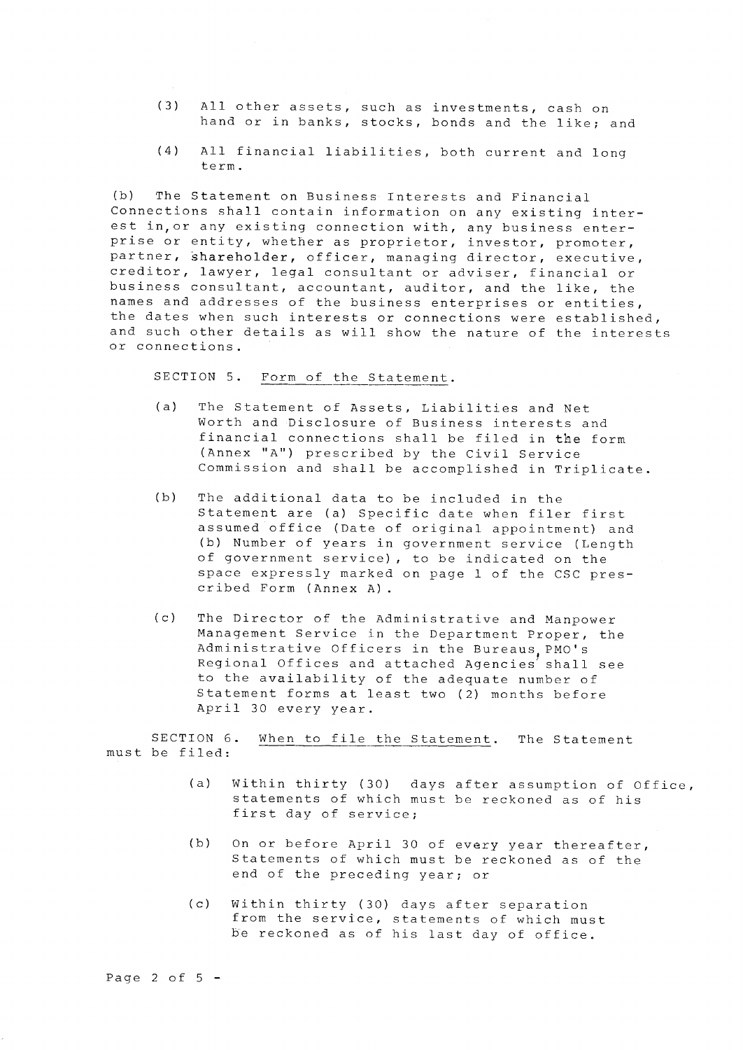(3) All other assets, such as investments, cash on hand or in banks, stocks, bonds and the like; and

(4) All financial liabilities, both current and long term.

(b) The Statement on Business Interests and Financial Connections shall contain information on any existing interest in, or any existing connection with, any business enterprise or entity, whether as proprietor, investor, promoter, partner, shareholder, officer, managing director, executive, creditor, lawyer, legal consultant or adviser, financial or business consultant, accountant, auditor, and the like, the names and addresses of the business enterprises or entities, the dates when such interests or connections were established, and such other details as will show the nature of the interests or connections.

SECTION 5. Form of the Statement.

(a) The Statement of Assets, Liabilities and Net Worth and Disclosure of Business interests and financial connections shall be filed in the form (Annex "A") prescribed by the Civil Service Commission and shall be accomplished in Triplicate.

(b) The additional data to be included in the Statement are (a) Specific date when filer first assumed office (Date of original appointment) and (b) Number of years in government service (Length of government service), to be indicated on the space expressly marked on page 1 of the CSC prescribed Form (Annex A).

(c) The Director of the Administrative and Manpower Management Service in the Department Proper, the Administrative Officers in the Bureaus, PMO's Regional Offices and attached Agencies shall see to the availability of the adequate number of Statement forms at least two (2) months before April 30 every year.

SECTION 6. When to file the Statement. The Statement must be filed:

(a) Within thirty (30) days after assumption of Office, statements of which must be reckoned as of his first day of service;

(b) On or before April 30 of every year thereafter, Statements of which must be reckoned as of the end of the preceding year; or

(c) Within thirty (30) days after separation from the service, statements of which must be reckoned as of his last day of office.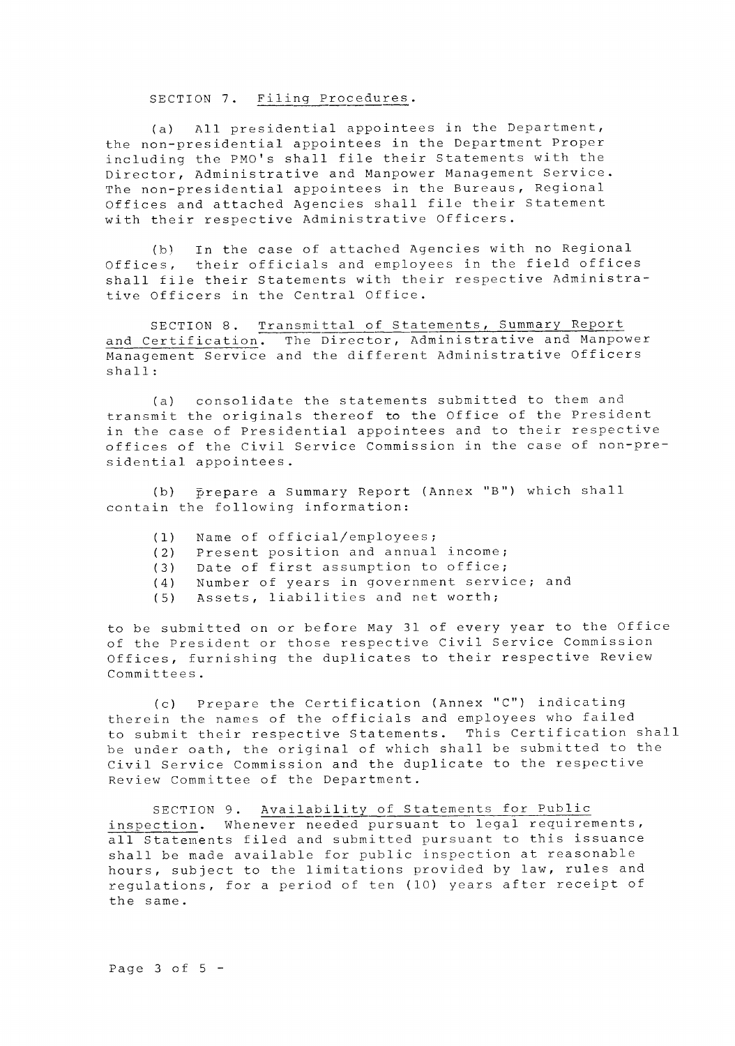SECTION 7. Filing Procedures.

(a) All presidential appointees in the Department, the non-presidential appointees in the Department Proper including the PMO's shall file their Statements with the Director, Administrative and Manpower Management Service. The non-presidential appointees in the Bureaus, Regional Offices and attached Agencies shall file their Statement with their respective Administrative Officers.

(b) In the case of attached Agencies with no Regional Offices, their officials and employees in the field offices shall file their Statements with their respective Administrative Officers in the Central Office.

SECTION 8. Transmittal of Statements, Summary Report and Certification. The Director, Administrative and Manpower Management Service and the different Administrative Officers shall:

(a) consolidate the statements submitted to them and transmit the originals thereof to the Office of the President in the case of Presidential appointees and to their respective offices of the Civil Service Commission in the case of non-presidential appointees.

(b) prepare a Summary Report (Annex "B") which shall contain the following information:

(1) Name of official/employees;
(2) Present position and annual income;
(3) Date of first assumption to office;
(4) Number of years in government service; and
(5) Assets, liabilities and net worth;

to be submitted on or before May 31 of every year to the Office of the President or those respective Civil Service Commission Offices, furnishing the duplicates to their respective Review Committees.

(c) Prepare the Certification (Annex "C") indicating therein the names of the officials and employees who failed to submit their respective Statements. This Certification shall be under oath, the original of which shall be submitted to the Civil Service Commission and the duplicate to the respective Review Committee of the Department.

SECTION 9. Availability of Statements for Public inspection. Whenever needed pursuant to legal requirements, all Statements filed and submitted pursuant to this issuance shall be made available for public inspection at reasonable hours, subject to the limitations provided by law, rules and regulations, for a period of ten (10) years after receipt of the same.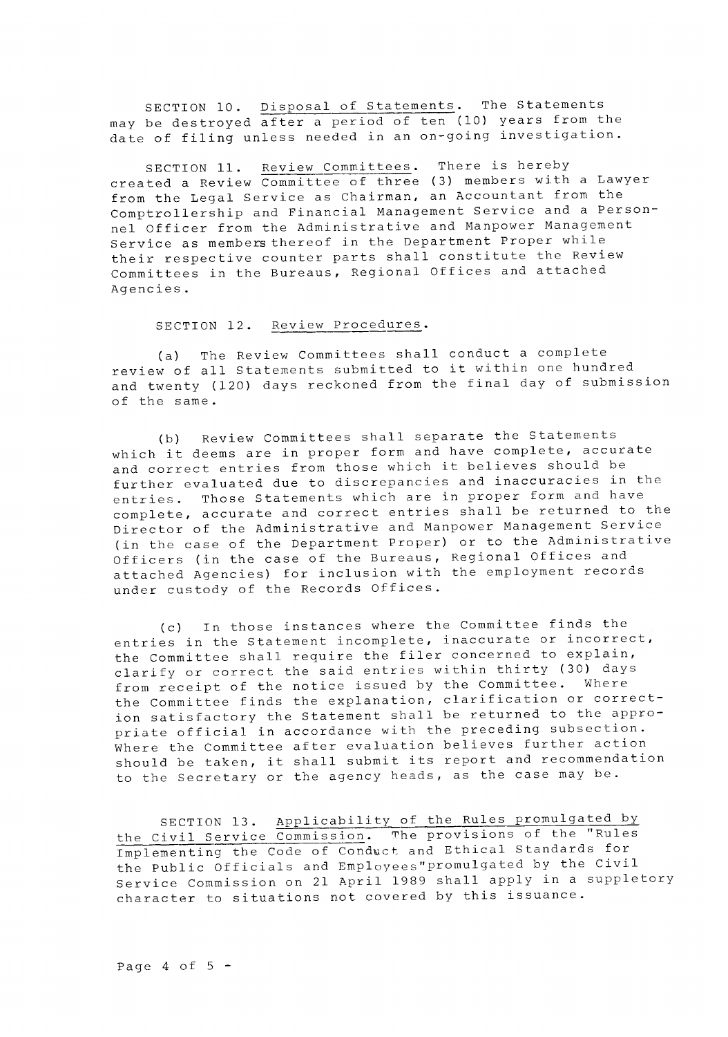SECTION 10. <u>Disposal of Statements</u>. The Statements may be destroyed after a period of ten (10) years from the date of filing unless needed in an on-going investigation.

SECTION 11. <u>Review Committees</u>. There is hereby created a Review Committee of three (3) members with a Lawyer from the Legal Service as Chairman, an Accountant from the Comptrollership and Financial Management Service and a Personnel Officer from the Administrative and Manpower Management Service as members thereof in the Department Proper while their respective counter parts shall constitute the Review Committees in the Bureaus, Regional Offices and attached Agencies.

SECTION 12. <u>Review Procedures</u>.

(a) The Review Committees shall conduct a complete review of all Statements submitted to it within one hundred and twenty (120) days reckoned from the final day of submission of the same.

(b) Review Committees shall separate the Statements which it deems are in proper form and have complete, accurate and correct entries from those which it believes should be further evaluated due to discrepancies and inaccuracies in the entries. Those Statements which are in proper form and have complete, accurate and correct entries shall be returned to the Director of the Administrative and Manpower Management Service (in the case of the Department Proper) or to the Administrative Officers (in the case of the Bureaus, Regional Offices and attached Agencies) for inclusion with the employment records under custody of the Records Offices.

(c) In those instances where the Committee finds the entries in the Statement incomplete, inaccurate or incorrect, the Committee shall require the filer concerned to explain, clarify or correct the said entries within thirty (30) days from receipt of the notice issued by the Committee. Where the Committee finds the explanation, clarification or correction satisfactory the Statement shall be returned to the appropriate official in accordance with the preceding subsection. Where the Committee after evaluation believes further action should be taken, it shall submit its report and recommendation to the Secretary or the agency heads, as the case may be.

SECTION 13. <u>Applicability of the Rules promulgated by the Civil Service Commission</u>. The provisions of the "Rules Implementing the Code of Conduct and Ethical Standards for the Public Officials and Employees" promulgated by the Civil Service Commission on 21 April 1989 shall apply in a suppletory character to situations not covered by this issuance.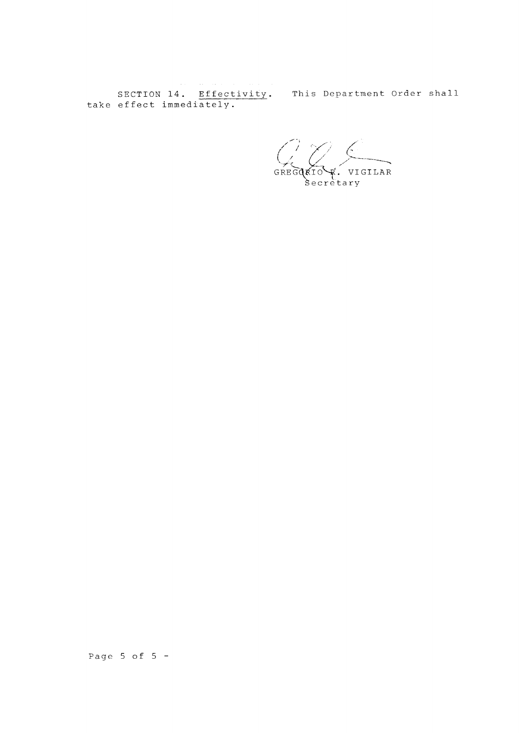SECTION 14. <u>Effectivity</u>. This Department Order shall take effect immediately.

GREGORIO R. VIGILAR
Secretary